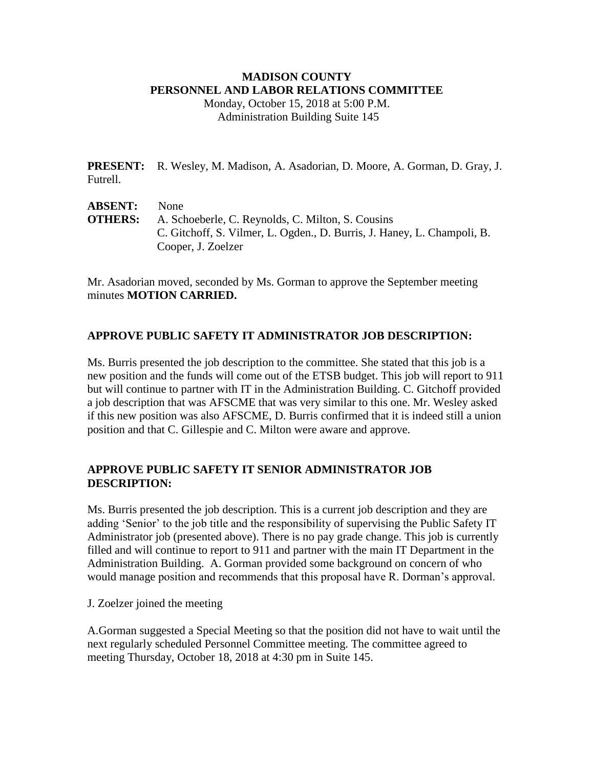**MADISON COUNTY**
**PERSONNEL AND LABOR RELATIONS COMMITTEE**
Monday, October 15, 2018 at 5:00 P.M.
Administration Building Suite 145

**PRESENT:** R. Wesley, M. Madison, A. Asadorian, D. Moore, A. Gorman, D. Gray, J. Futrell.

**ABSENT:** None
**OTHERS:** A. Schoeberle, C. Reynolds, C. Milton, S. Cousins
C. Gitchoff, S. Vilmer, L. Ogden., D. Burris, J. Haney, L. Champoli, B. Cooper, J. Zoelzer

Mr. Asadorian moved, seconded by Ms. Gorman to approve the September meeting minutes **MOTION CARRIED.**

## APPROVE PUBLIC SAFETY IT ADMINISTRATOR JOB DESCRIPTION:

Ms. Burris presented the job description to the committee. She stated that this job is a new position and the funds will come out of the ETSB budget. This job will report to 911 but will continue to partner with IT in the Administration Building. C. Gitchoff provided a job description that was AFSCME that was very similar to this one. Mr. Wesley asked if this new position was also AFSCME, D. Burris confirmed that it is indeed still a union position and that C. Gillespie and C. Milton were aware and approve.

## APPROVE PUBLIC SAFETY IT SENIOR ADMINISTRATOR JOB DESCRIPTION:

Ms. Burris presented the job description. This is a current job description and they are adding 'Senior' to the job title and the responsibility of supervising the Public Safety IT Administrator job (presented above). There is no pay grade change. This job is currently filled and will continue to report to 911 and partner with the main IT Department in the Administration Building. A. Gorman provided some background on concern of who would manage position and recommends that this proposal have R. Dorman's approval.

J. Zoelzer joined the meeting

A.Gorman suggested a Special Meeting so that the position did not have to wait until the next regularly scheduled Personnel Committee meeting. The committee agreed to meeting Thursday, October 18, 2018 at 4:30 pm in Suite 145.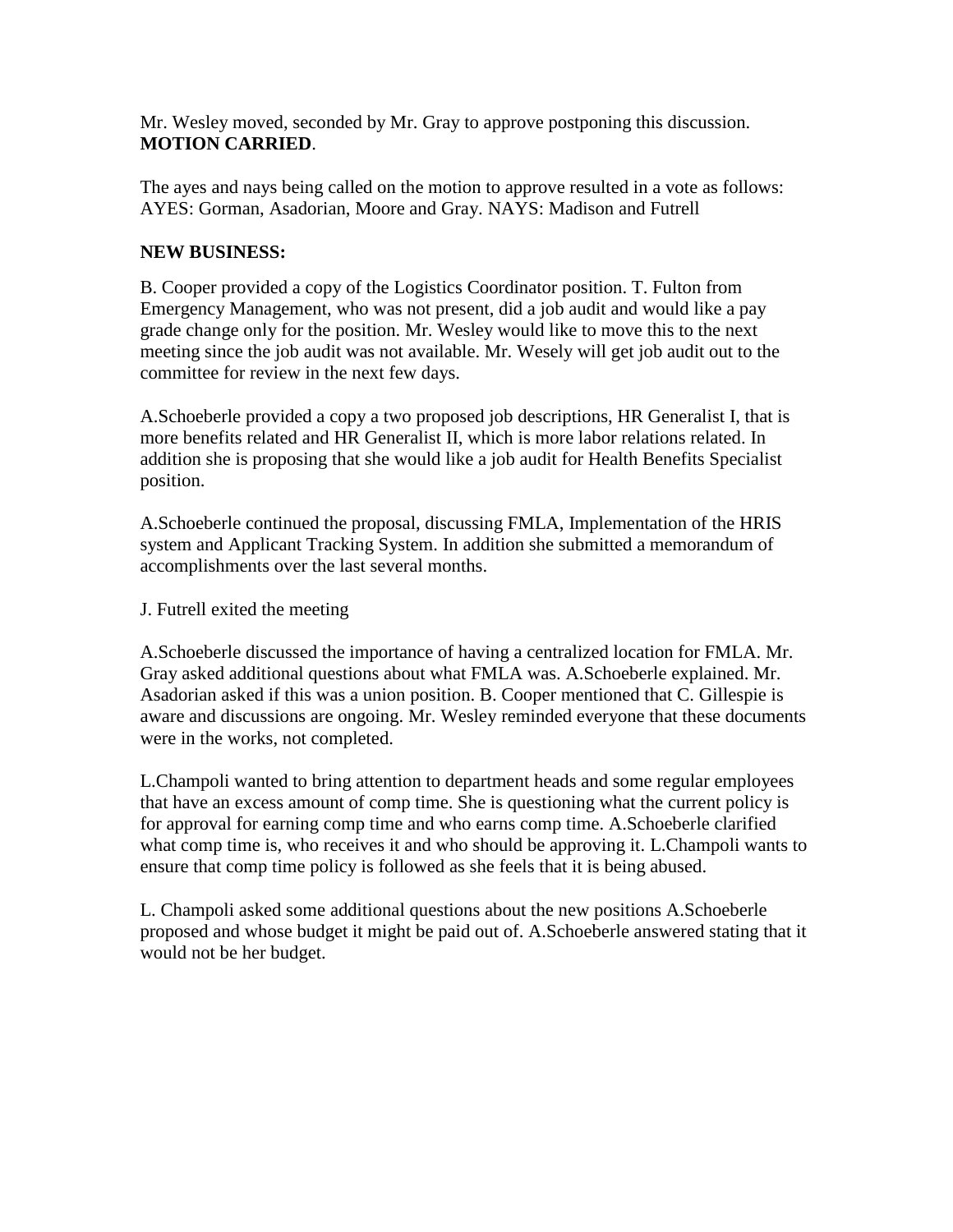Mr. Wesley moved, seconded by Mr. Gray to approve postponing this discussion. **MOTION CARRIED**.

The ayes and nays being called on the motion to approve resulted in a vote as follows: AYES: Gorman, Asadorian, Moore and Gray. NAYS: Madison and Futrell

**NEW BUSINESS:**

B. Cooper provided a copy of the Logistics Coordinator position. T. Fulton from Emergency Management, who was not present, did a job audit and would like a pay grade change only for the position. Mr. Wesley would like to move this to the next meeting since the job audit was not available. Mr. Wesely will get job audit out to the committee for review in the next few days.

A.Schoeberle provided a copy a two proposed job descriptions, HR Generalist I, that is more benefits related and HR Generalist II, which is more labor relations related. In addition she is proposing that she would like a job audit for Health Benefits Specialist position.

A.Schoeberle continued the proposal, discussing FMLA, Implementation of the HRIS system and Applicant Tracking System. In addition she submitted a memorandum of accomplishments over the last several months.

J. Futrell exited the meeting

A.Schoeberle discussed the importance of having a centralized location for FMLA. Mr. Gray asked additional questions about what FMLA was. A.Schoeberle explained. Mr. Asadorian asked if this was a union position. B. Cooper mentioned that C. Gillespie is aware and discussions are ongoing. Mr. Wesley reminded everyone that these documents were in the works, not completed.

L.Champoli wanted to bring attention to department heads and some regular employees that have an excess amount of comp time. She is questioning what the current policy is for approval for earning comp time and who earns comp time. A.Schoeberle clarified what comp time is, who receives it and who should be approving it. L.Champoli wants to ensure that comp time policy is followed as she feels that it is being abused.

L. Champoli asked some additional questions about the new positions A.Schoeberle proposed and whose budget it might be paid out of. A.Schoeberle answered stating that it would not be her budget.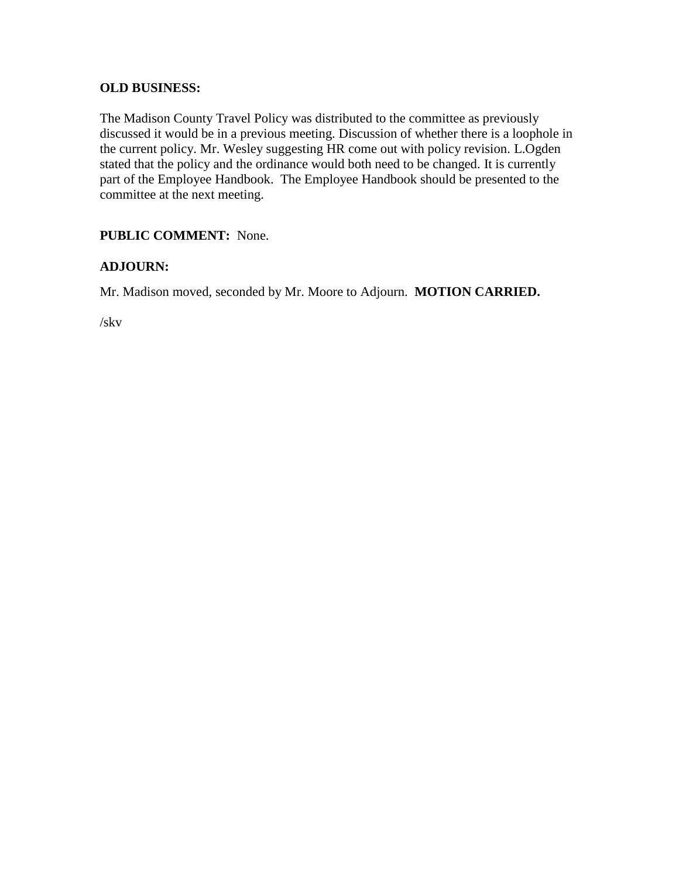**OLD BUSINESS:**

The Madison County Travel Policy was distributed to the committee as previously discussed it would be in a previous meeting. Discussion of whether there is a loophole in the current policy. Mr. Wesley suggesting HR come out with policy revision. L.Ogden stated that the policy and the ordinance would both need to be changed. It is currently part of the Employee Handbook. The Employee Handbook should be presented to the committee at the next meeting.

**PUBLIC COMMENT:** None.

**ADJOURN:**

Mr. Madison moved, seconded by Mr. Moore to Adjourn. **MOTION CARRIED.**

/skv